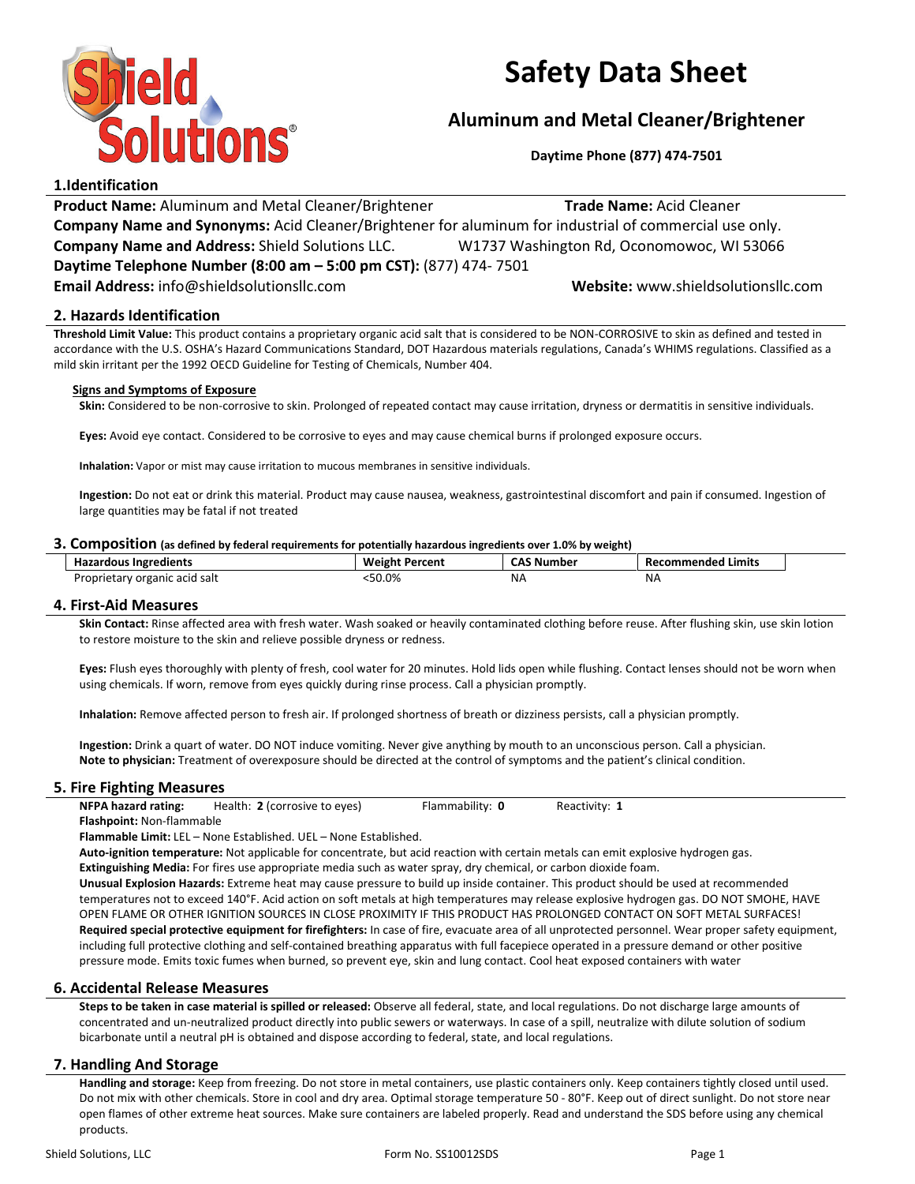# Safety Data Sheet

## Aluminum and Metal Cleaner/Brightener

**Daytime Phone (877) 474-7501**

## 1.Identification

**Product Name:** Aluminum and Metal Cleaner/Brightener **Trade Name:** Acid Cleaner

**Company Name and Synonyms:** Acid Cleaner/Brightener for aluminum for industrial of commercial use only.

**Company Name and Address:** Shield Solutions LLC. W1737 Washington Rd, Oconomowoc, WI 53066

**Daytime Telephone Number (8:00 am – 5:00 pm CST):** (877) 474- 7501

**Email Address:** info@shieldsolutionsllc.com **Website:** www.shieldsolutionsllc.com

## 2. Hazards Identification

**Threshold Limit Value:** This product contains a proprietary organic acid salt that is considered to be NON-CORROSIVE to skin as defined and tested in accordance with the U.S. OSHA's Hazard Communications Standard, DOT Hazardous materials regulations, Canada's WHIMS regulations. Classified as a mild skin irritant per the 1992 OECD Guideline for Testing of Chemicals, Number 404.

**Signs and Symptoms of Exposure**

**Skin:** Considered to be non-corrosive to skin. Prolonged of repeated contact may cause irritation, dryness or dermatitis in sensitive individuals.

**Eyes:** Avoid eye contact. Considered to be corrosive to eyes and may cause chemical burns if prolonged exposure occurs.

**Inhalation:** Vapor or mist may cause irritation to mucous membranes in sensitive individuals.

**Ingestion:** Do not eat or drink this material. Product may cause nausea, weakness, gastrointestinal discomfort and pain if consumed. Ingestion of large quantities may be fatal if not treated

## 3. Composition (as defined by federal requirements for potentially hazardous ingredients over 1.0% by weight)

| Hazardous Ingredients | Weight Percent | CAS Number | Recommended Limits |
|---|---|---|---|
| Proprietary organic acid salt | <50.0% | NA | NA |

## 4. First-Aid Measures

**Skin Contact:** Rinse affected area with fresh water. Wash soaked or heavily contaminated clothing before reuse. After flushing skin, use skin lotion to restore moisture to the skin and relieve possible dryness or redness.

**Eyes:** Flush eyes thoroughly with plenty of fresh, cool water for 20 minutes. Hold lids open while flushing. Contact lenses should not be worn when using chemicals. If worn, remove from eyes quickly during rinse process. Call a physician promptly.

**Inhalation:** Remove affected person to fresh air. If prolonged shortness of breath or dizziness persists, call a physician promptly.

**Ingestion:** Drink a quart of water. DO NOT induce vomiting. Never give anything by mouth to an unconscious person. Call a physician.
**Note to physician:** Treatment of overexposure should be directed at the control of symptoms and the patient's clinical condition.

## 5. Fire Fighting Measures

**NFPA hazard rating:** Health: **2** (corrosive to eyes) Flammability: **0** Reactivity: **1**

**Flashpoint:** Non-flammable

**Flammable Limit:** LEL – None Established. UEL – None Established.

**Auto-ignition temperature:** Not applicable for concentrate, but acid reaction with certain metals can emit explosive hydrogen gas.

**Extinguishing Media:** For fires use appropriate media such as water spray, dry chemical, or carbon dioxide foam.

**Unusual Explosion Hazards:** Extreme heat may cause pressure to build up inside container. This product should be used at recommended temperatures not to exceed 140°F. Acid action on soft metals at high temperatures may release explosive hydrogen gas. DO NOT SMOHE, HAVE OPEN FLAME OR OTHER IGNITION SOURCES IN CLOSE PROXIMITY IF THIS PRODUCT HAS PROLONGED CONTACT ON SOFT METAL SURFACES!

**Required special protective equipment for firefighters:** In case of fire, evacuate area of all unprotected personnel. Wear proper safety equipment, including full protective clothing and self-contained breathing apparatus with full facepiece operated in a pressure demand or other positive pressure mode. Emits toxic fumes when burned, so prevent eye, skin and lung contact. Cool heat exposed containers with water

## 6. Accidental Release Measures

**Steps to be taken in case material is spilled or released:** Observe all federal, state, and local regulations. Do not discharge large amounts of concentrated and un-neutralized product directly into public sewers or waterways. In case of a spill, neutralize with dilute solution of sodium bicarbonate until a neutral pH is obtained and dispose according to federal, state, and local regulations.

## 7. Handling And Storage

**Handling and storage:** Keep from freezing. Do not store in metal containers, use plastic containers only. Keep containers tightly closed until used. Do not mix with other chemicals. Store in cool and dry area. Optimal storage temperature 50 - 80°F. Keep out of direct sunlight. Do not store near open flames of other extreme heat sources. Make sure containers are labeled properly. Read and understand the SDS before using any chemical products.

Form No. SS10012SDS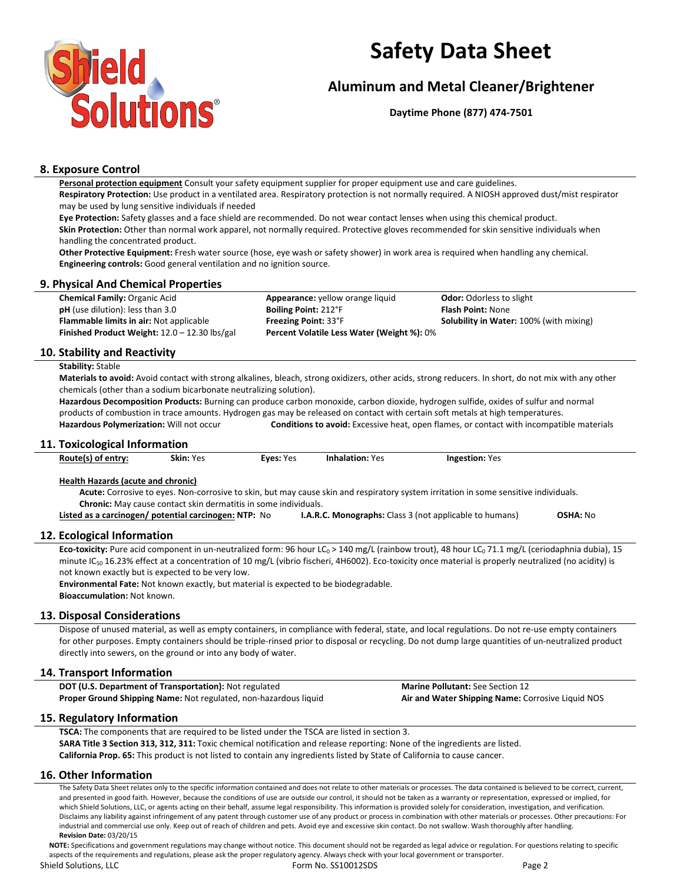# Safety Data Sheet

## Aluminum and Metal Cleaner/Brightener

**Daytime Phone (877) 474-7501**

## 8. Exposure Control

**Personal protection equipment** Consult your safety equipment supplier for proper equipment use and care guidelines.

**Respiratory Protection:** Use product in a ventilated area. Respiratory protection is not normally required. A NIOSH approved dust/mist respirator may be used by lung sensitive individuals if needed

**Eye Protection:** Safety glasses and a face shield are recommended. Do not wear contact lenses when using this chemical product.

**Skin Protection:** Other than normal work apparel, not normally required. Protective gloves recommended for skin sensitive individuals when handling the concentrated product.

**Other Protective Equipment:** Fresh water source (hose, eye wash or safety shower) in work area is required when handling any chemical.

**Engineering controls:** Good general ventilation and no ignition source.

## 9. Physical And Chemical Properties

| | | |
|---|---|---|
| **Chemical Family:** Organic Acid | **Appearance:** yellow orange liquid | **Odor:** Odorless to slight |
| **pH** (use dilution): less than 3.0 | **Boiling Point:** 212°F | **Flash Point:** None |
| **Flammable limits in air:** Not applicable | **Freezing Point:** 33°F | **Solubility in Water:** 100% (with mixing) |
| **Finished Product Weight:** 12.0 – 12.30 lbs/gal | **Percent Volatile Less Water (Weight %):** 0% | |

## 10. Stability and Reactivity

**Stability:** Stable

**Materials to avoid:** Avoid contact with strong alkalines, bleach, strong oxidizers, other acids, strong reducers. In short, do not mix with any other chemicals (other than a sodium bicarbonate neutralizing solution).

**Hazardous Decomposition Products:** Burning can produce carbon monoxide, carbon dioxide, hydrogen sulfide, oxides of sulfur and normal products of combustion in trace amounts. Hydrogen gas may be released on contact with certain soft metals at high temperatures.

**Hazardous Polymerization:** Will not occur

**Conditions to avoid:** Excessive heat, open flames, or contact with incompatible materials

## 11. Toxicological Information

**Route(s) of entry:** **Skin:** Yes **Eyes:** Yes **Inhalation:** Yes **Ingestion:** Yes

**Health Hazards (acute and chronic)**

**Acute:** Corrosive to eyes. Non-corrosive to skin, but may cause skin and respiratory system irritation in some sensitive individuals.

**Chronic:** May cause contact skin dermatitis in some individuals.

**Listed as a carcinogen/ potential carcinogen: NTP:** No **I.A.R.C. Monographs:** Class 3 (not applicable to humans) **OSHA:** No

## 12. Ecological Information

**Eco-toxicity:** Pure acid component in un-neutralized form: 96 hour $LC_0$ > 140 mg/L (rainbow trout), 48 hour $LC_0$ 71.1 mg/L (ceriodaphnia dubia), 15 minute $IC_{50}$ 16.23% effect at a concentration of 10 mg/L (vibrio fischeri, 4H6002). Eco-toxicity once material is properly neutralized (no acidity) is not known exactly but is expected to be very low.

**Environmental Fate:** Not known exactly, but material is expected to be biodegradable.

**Bioaccumulation:** Not known.

## 13. Disposal Considerations

Dispose of unused material, as well as empty containers, in compliance with federal, state, and local regulations. Do not re-use empty containers for other purposes. Empty containers should be triple-rinsed prior to disposal or recycling. Do not dump large quantities of un-neutralized product directly into sewers, on the ground or into any body of water.

## 14. Transport Information

**DOT (U.S. Department of Transportation):** Not regulated

**Proper Ground Shipping Name:** Not regulated, non-hazardous liquid

**Marine Pollutant:** See Section 12

**Air and Water Shipping Name:** Corrosive Liquid NOS

## 15. Regulatory Information

**TSCA:** The components that are required to be listed under the TSCA are listed in section 3.

**SARA Title 3 Section 313, 312, 311:** Toxic chemical notification and release reporting: None of the ingredients are listed.

**California Prop. 65:** This product is not listed to contain any ingredients listed by State of California to cause cancer.

## 16. Other Information

The Safety Data Sheet relates only to the specific information contained and does not relate to other materials or processes. The data contained is believed to be correct, current, and presented in good faith. However, because the conditions of use are outside our control, it should not be taken as a warranty or representation, expressed or implied, for which Shield Solutions, LLC, or agents acting on their behalf, assume legal responsibility. This information is provided solely for consideration, investigation, and verification. Disclaims any liability against infringement of any patent through customer use of any product or process in combination with other materials or processes. Other precautions: For industrial and commercial use only. Keep out of reach of children and pets. Avoid eye and excessive skin contact. Do not swallow. Wash thoroughly after handling.

**Revision Date:** 03/20/15

**NOTE:** Specifications and government regulations may change without notice. This document should not be regarded as legal advice or regulation. For questions relating to specific aspects of the requirements and regulations, please ask the proper regulatory agency. Always check with your local government or transporter.

Shield Solutions, LLC Form No. SS10012SDS